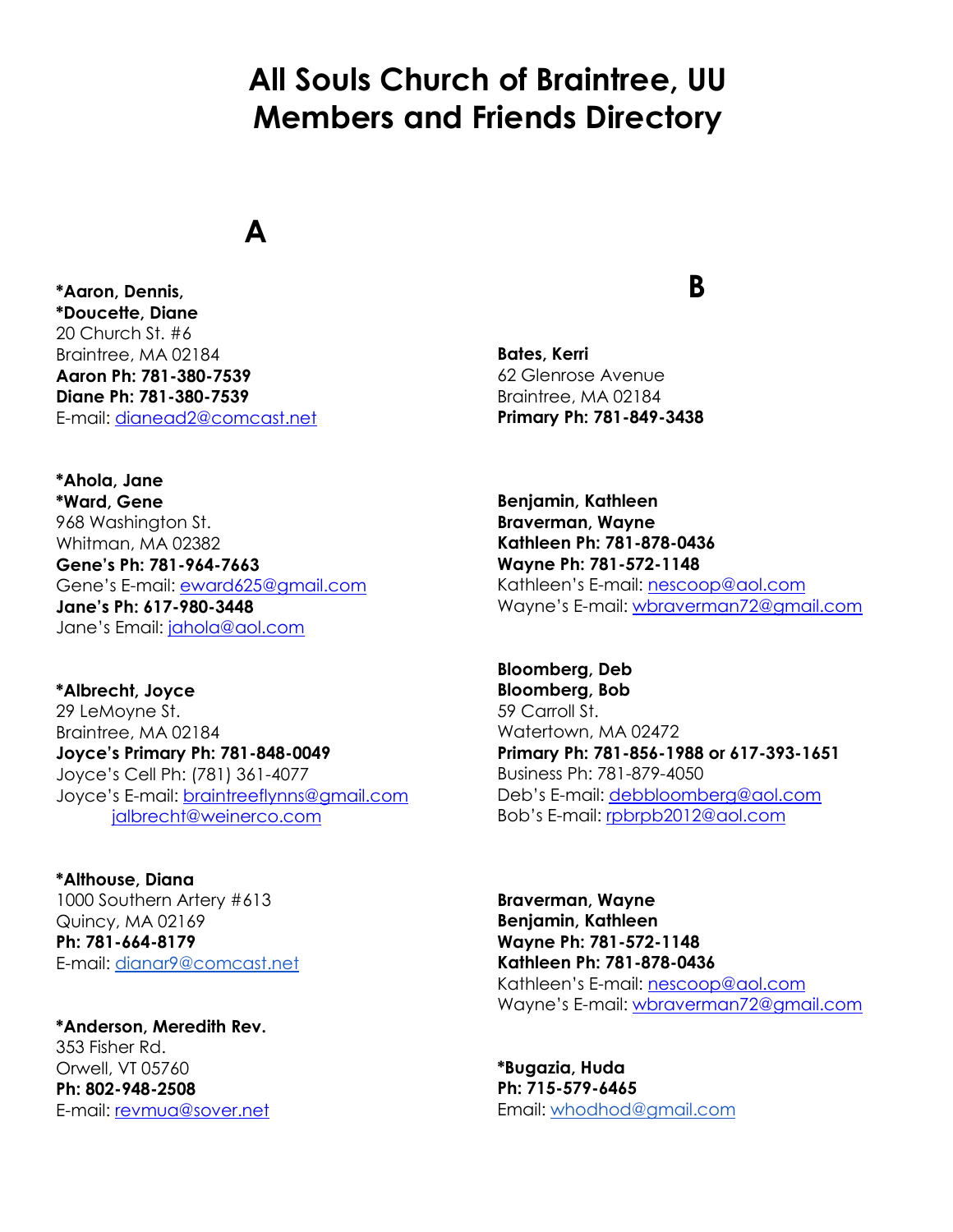# All Souls Church of Braintree, UU Members and Friends Directory

## A

**\*Aaron, Dennis,**
**\*Doucette, Diane**
20 Church St. #6
Braintree, MA 02184
**Aaron Ph: 781-380-7539**
**Diane Ph: 781-380-7539**
E-mail: dianead2@comcast.net

**\*Ahola, Jane**
**\*Ward, Gene**
968 Washington St.
Whitman, MA 02382
**Gene's Ph: 781-964-7663**
Gene's E-mail: eward625@gmail.com
**Jane's Ph: 617-980-3448**
Jane's Email: jahola@aol.com

**\*Albrecht, Joyce**
29 LeMoyne St.
Braintree, MA 02184
**Joyce's Primary Ph: 781-848-0049**
Joyce's Cell Ph: (781) 361-4077
Joyce's E-mail: braintreeflynns@gmail.com
jalbrecht@weinerco.com

**\*Althouse, Diana**
1000 Southern Artery #613
Quincy, MA 02169
**Ph: 781-664-8179**
E-mail: dianar9@comcast.net

**\*Anderson, Meredith Rev.**
353 Fisher Rd.
Orwell, VT 05760
**Ph: 802-948-2508**
E-mail: revmua@sover.net

## B

**Bates, Kerri**
62 Glenrose Avenue
Braintree, MA 02184
**Primary Ph: 781-849-3438**

**Benjamin, Kathleen**
**Braverman, Wayne**
**Kathleen Ph: 781-878-0436**
**Wayne Ph: 781-572-1148**
Kathleen's E-mail: nescoop@aol.com
Wayne's E-mail: wbraverman72@gmail.com

**Bloomberg, Deb**
**Bloomberg, Bob**
59 Carroll St.
Watertown, MA 02472
**Primary Ph: 781-856-1988 or 617-393-1651**
Business Ph: 781-879-4050
Deb's E-mail: debbloomberg@aol.com
Bob's E-mail: rpbrpb2012@aol.com

**Braverman, Wayne**
**Benjamin, Kathleen**
**Wayne Ph: 781-572-1148**
**Kathleen Ph: 781-878-0436**
Kathleen's E-mail: nescoop@aol.com
Wayne's E-mail: wbraverman72@gmail.com

**\*Bugazia, Huda**
**Ph: 715-579-6465**
Email: whodhod@gmail.com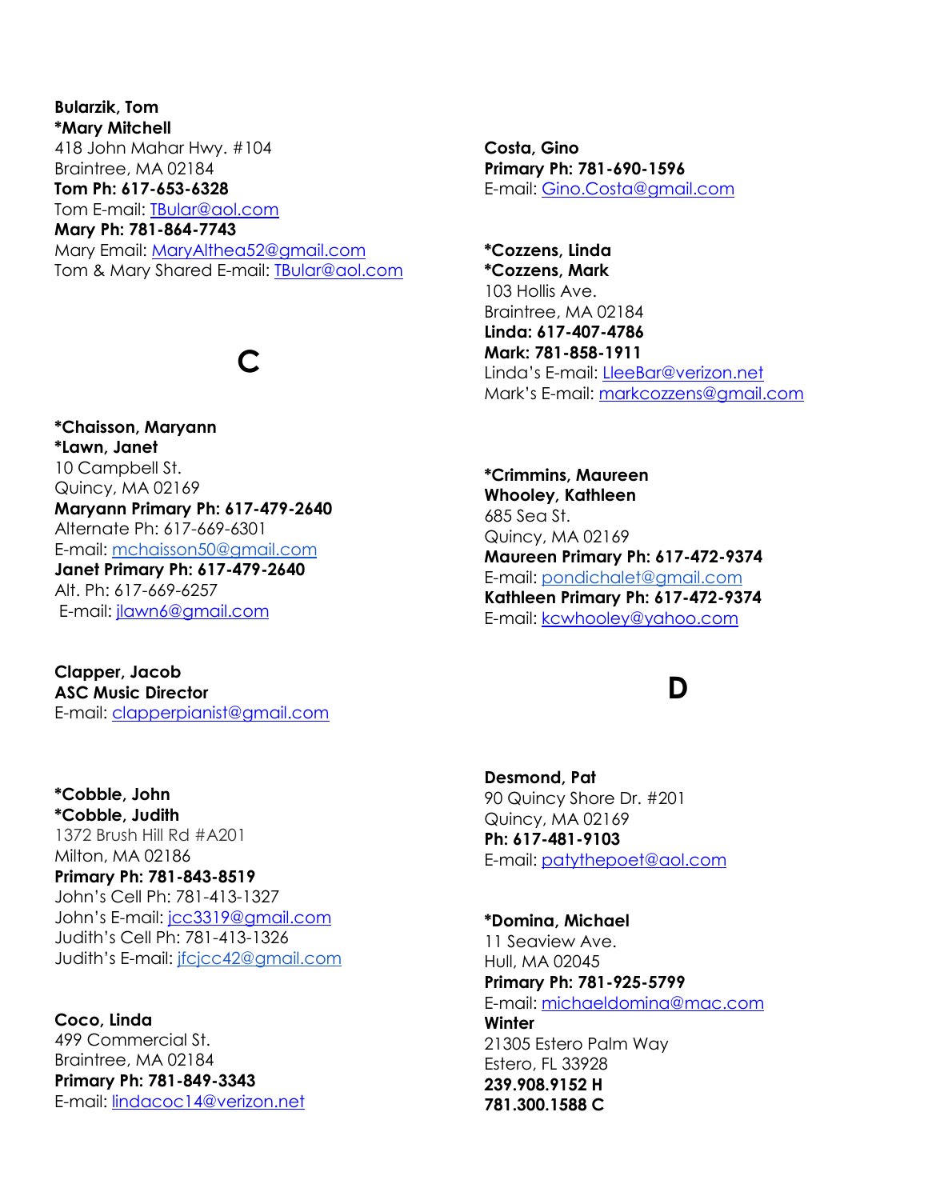**Bularzik, Tom**
**\*Mary Mitchell**
418 John Mahar Hwy. #104
Braintree, MA 02184
**Tom Ph: 617-653-6328**
Tom E-mail: TBular@aol.com
**Mary Ph: 781-864-7743**
Mary Email: MaryAlthea52@gmail.com
Tom & Mary Shared E-mail: TBular@aol.com

## C

**\*Chaisson, Maryann**
**\*Lawn, Janet**
10 Campbell St.
Quincy, MA 02169
**Maryann Primary Ph: 617-479-2640**
Alternate Ph: 617-669-6301
E-mail: mchaisson50@gmail.com
**Janet Primary Ph: 617-479-2640**
Alt. Ph: 617-669-6257
E-mail: jlawn6@gmail.com

**Clapper, Jacob**
**ASC Music Director**
E-mail: clapperpianist@gmail.com

**\*Cobble, John**
**\*Cobble, Judith**
1372 Brush Hill Rd #A201
Milton, MA 02186
**Primary Ph: 781-843-8519**
John's Cell Ph: 781-413-1327
John's E-mail: jcc3319@gmail.com
Judith's Cell Ph: 781-413-1326
Judith's E-mail: jfcjcc42@gmail.com

**Coco, Linda**
499 Commercial St.
Braintree, MA 02184
**Primary Ph: 781-849-3343**
E-mail: lindacoc14@verizon.net

**Costa, Gino**
**Primary Ph: 781-690-1596**
E-mail: Gino.Costa@gmail.com

**\*Cozzens, Linda**
**\*Cozzens, Mark**
103 Hollis Ave.
Braintree, MA 02184
**Linda: 617-407-4786**
**Mark: 781-858-1911**
Linda's E-mail: LleeBar@verizon.net
Mark's E-mail: markcozzens@gmail.com

**\*Crimmins, Maureen**
**Whooley, Kathleen**
685 Sea St.
Quincy, MA 02169
**Maureen Primary Ph: 617-472-9374**
E-mail: pondichalet@gmail.com
**Kathleen Primary Ph: 617-472-9374**
E-mail: kcwhooley@yahoo.com

## D

**Desmond, Pat**
90 Quincy Shore Dr. #201
Quincy, MA 02169
**Ph: 617-481-9103**
E-mail: patythepoet@aol.com

**\*Domina, Michael**
11 Seaview Ave.
Hull, MA 02045
**Primary Ph: 781-925-5799**
E-mail: michaeldomina@mac.com
**Winter**
21305 Estero Palm Way
Estero, FL 33928
**239.908.9152 H**
**781.300.1588 C**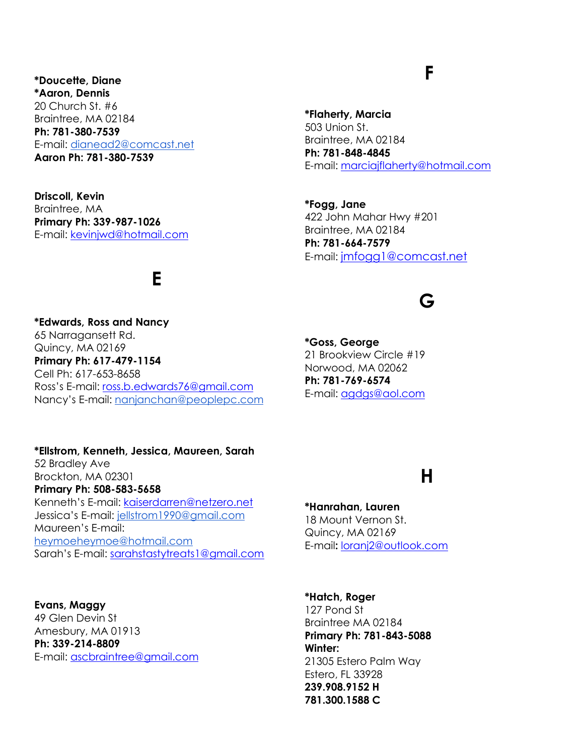**\*Doucette, Diane**
**\*Aaron, Dennis**
20 Church St. #6
Braintree, MA 02184
**Ph: 781-380-7539**
E-mail: dianead2@comcast.net
**Aaron Ph: 781-380-7539**

**Driscoll, Kevin**
Braintree, MA
**Primary Ph: 339-987-1026**
E-mail: kevinjwd@hotmail.com

# E

**\*Edwards, Ross and Nancy**
65 Narragansett Rd.
Quincy, MA 02169
**Primary Ph: 617-479-1154**
Cell Ph: 617-653-8658
Ross's E-mail: ross.b.edwards76@gmail.com
Nancy's E-mail: nanjanchan@peoplepc.com

**\*Ellstrom, Kenneth, Jessica, Maureen, Sarah**
52 Bradley Ave
Brockton, MA 02301
**Primary Ph: 508-583-5658**
Kenneth's E-mail: kaiserdarren@netzero.net
Jessica's E-mail: jellstrom1990@gmail.com
Maureen's E-mail: heymoeheymoe@hotmail.com
Sarah's E-mail: sarahstastytreats1@gmail.com

**Evans, Maggy**
49 Glen Devin St
Amesbury, MA 01913
**Ph: 339-214-8809**
E-mail: ascbraintree@gmail.com

# F

**\*Flaherty, Marcia**
503 Union St.
Braintree, MA 02184
**Ph: 781-848-4845**
E-mail: marciajflaherty@hotmail.com

**\*Fogg, Jane**
422 John Mahar Hwy #201
Braintree, MA 02184
**Ph: 781-664-7579**
E-mail: jmfogg1@comcast.net

# G

**\*Goss, George**
21 Brookview Circle #19
Norwood, MA 02062
**Ph: 781-769-6574**
E-mail: agdgs@aol.com

# H

**\*Hanrahan, Lauren**
18 Mount Vernon St.
Quincy, MA 02169
E-mail: loranj2@outlook.com

**\*Hatch, Roger**
127 Pond St
Braintree MA 02184
**Primary Ph: 781-843-5088**
**Winter:**
21305 Estero Palm Way
Estero, FL 33928
**239.908.9152 H**
**781.300.1588 C**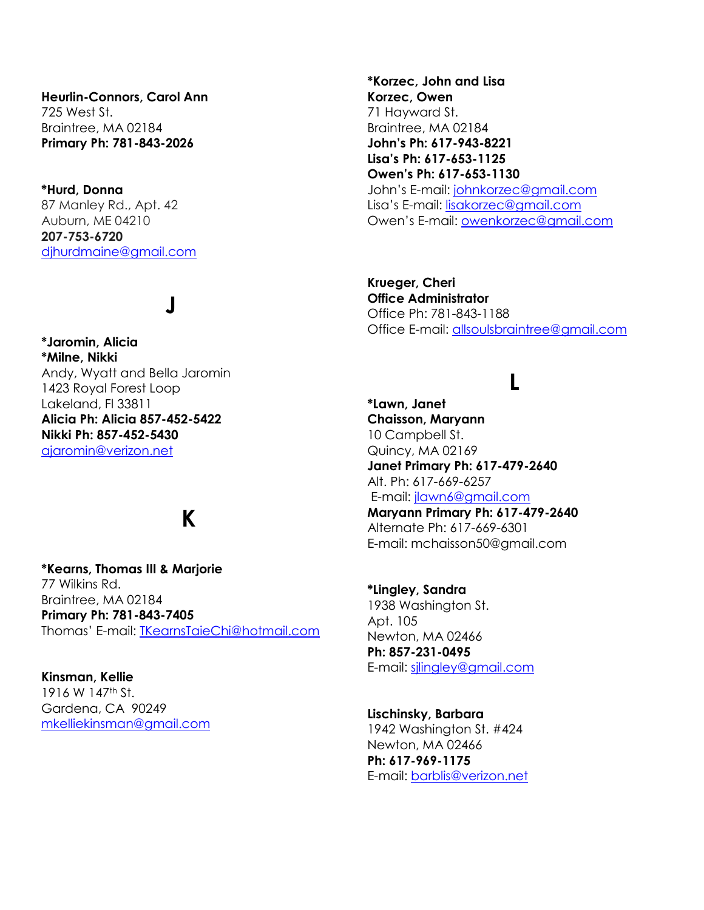**Heurlin-Connors, Carol Ann**
725 West St.
Braintree, MA 02184
**Primary Ph: 781-843-2026**

**\*Hurd, Donna**
87 Manley Rd., Apt. 42
Auburn, ME 04210
**207-753-6720**
djhurdmaine@gmail.com

## J

**\*Jaromin, Alicia**
**\*Milne, Nikki**
Andy, Wyatt and Bella Jaromin
1423 Royal Forest Loop
Lakeland, Fl 33811
**Alicia Ph: Alicia 857-452-5422**
**Nikki Ph: 857-452-5430**
ajaromin@verizon.net

## K

**\*Kearns, Thomas III & Marjorie**
77 Wilkins Rd.
Braintree, MA 02184
**Primary Ph: 781-843-7405**
Thomas' E-mail: TKearnsTaieChi@hotmail.com

**Kinsman, Kellie**
1916 W 147th St.
Gardena, CA 90249
mkelliekinsman@gmail.com

**\*Korzec, John and Lisa**
**Korzec, Owen**
71 Hayward St.
Braintree, MA 02184
**John's Ph: 617-943-8221**
**Lisa's Ph: 617-653-1125**
**Owen's Ph: 617-653-1130**
John's E-mail: johnkorzec@gmail.com
Lisa's E-mail: lisakorzec@gmail.com
Owen's E-mail: owenkorzec@gmail.com

**Krueger, Cheri**
**Office Administrator**
Office Ph: 781-843-1188
Office E-mail: allsoulsbraintree@gmail.com

## L

**\*Lawn, Janet**
**Chaisson, Maryann**
10 Campbell St.
Quincy, MA 02169
**Janet Primary Ph: 617-479-2640**
Alt. Ph: 617-669-6257
E-mail: jlawn6@gmail.com
**Maryann Primary Ph: 617-479-2640**
Alternate Ph: 617-669-6301
E-mail: mchaisson50@gmail.com

**\*Lingley, Sandra**
1938 Washington St.
Apt. 105
Newton, MA 02466
**Ph: 857-231-0495**
E-mail: sjlingley@gmail.com

**Lischinsky, Barbara**
1942 Washington St. #424
Newton, MA 02466
**Ph: 617-969-1175**
E-mail: barblis@verizon.net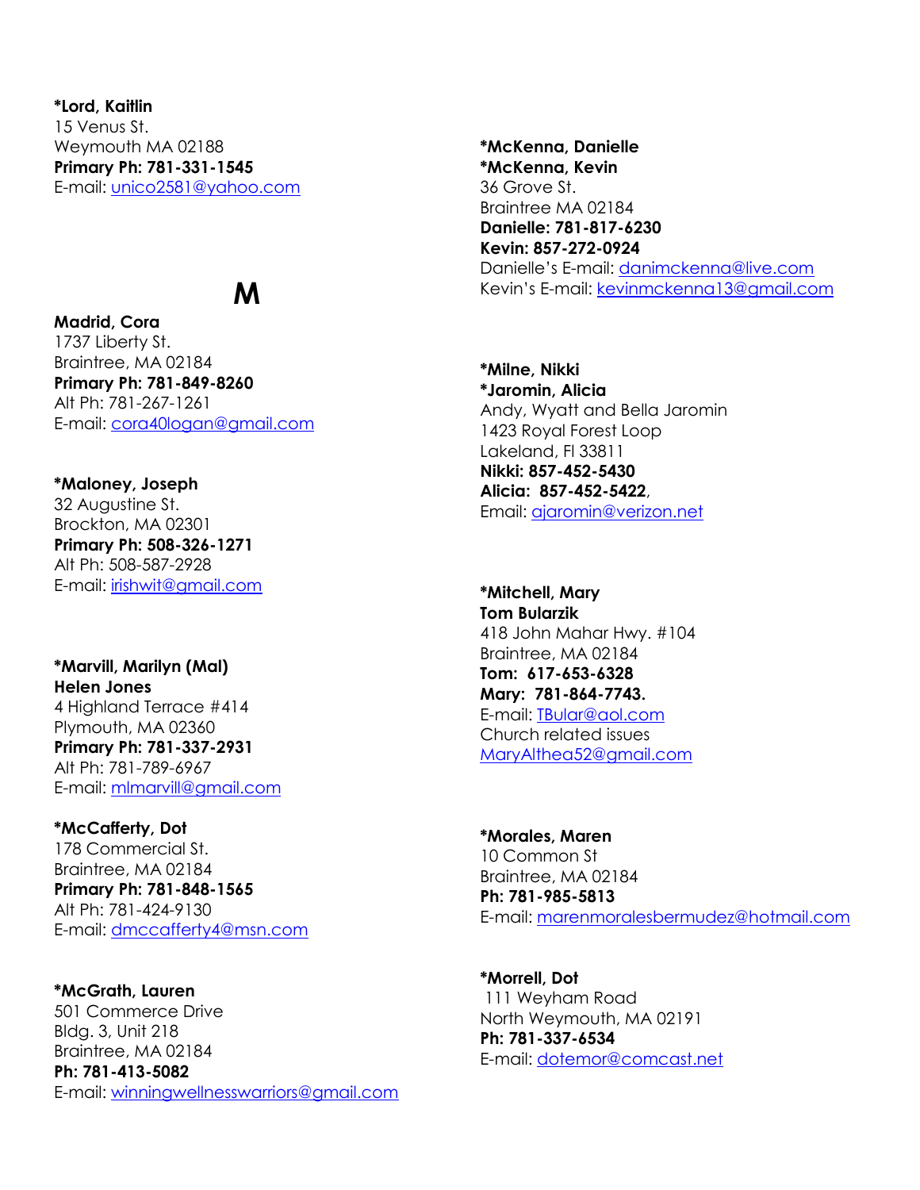**\*Lord, Kaitlin**
15 Venus St.
Weymouth MA 02188
**Primary Ph: 781-331-1545**
E-mail: unico2581@yahoo.com

# M

**Madrid, Cora**
1737 Liberty St.
Braintree, MA 02184
**Primary Ph: 781-849-8260**
Alt Ph: 781-267-1261
E-mail: cora40logan@gmail.com

**\*Maloney, Joseph**
32 Augustine St.
Brockton, MA 02301
**Primary Ph: 508-326-1271**
Alt Ph: 508-587-2928
E-mail: irishwit@gmail.com

**\*Marvill, Marilyn (Mal)**
**Helen Jones**
4 Highland Terrace #414
Plymouth, MA 02360
**Primary Ph: 781-337-2931**
Alt Ph: 781-789-6967
E-mail: mlmarvill@gmail.com

**\*McCafferty, Dot**
178 Commercial St.
Braintree, MA 02184
**Primary Ph: 781-848-1565**
Alt Ph: 781-424-9130
E-mail: dmccafferty4@msn.com

**\*McGrath, Lauren**
501 Commerce Drive
Bldg. 3, Unit 218
Braintree, MA 02184
**Ph: 781-413-5082**
E-mail: winningwellnesswarriors@gmail.com

**\*McKenna, Danielle**
**\*McKenna, Kevin**
36 Grove St.
Braintree MA 02184
**Danielle: 781-817-6230**
**Kevin: 857-272-0924**
Danielle's E-mail: danimckenna@live.com
Kevin's E-mail: kevinmckenna13@gmail.com

**\*Milne, Nikki**
**\*Jaromin, Alicia**
Andy, Wyatt and Bella Jaromin
1423 Royal Forest Loop
Lakeland, Fl 33811
**Nikki: 857-452-5430**
**Alicia: 857-452-5422**,
Email: ajaromin@verizon.net

**\*Mitchell, Mary**
**Tom Bularzik**
418 John Mahar Hwy. #104
Braintree, MA 02184
**Tom: 617-653-6328**
**Mary: 781-864-7743.**
E-mail: TBular@aol.com
Church related issues
MaryAlthea52@gmail.com

**\*Morales, Maren**
10 Common St
Braintree, MA 02184
**Ph: 781-985-5813**
E-mail: marenmoralesbermudez@hotmail.com

**\*Morrell, Dot**
111 Weyham Road
North Weymouth, MA 02191
**Ph: 781-337-6534**
E-mail: dotemor@comcast.net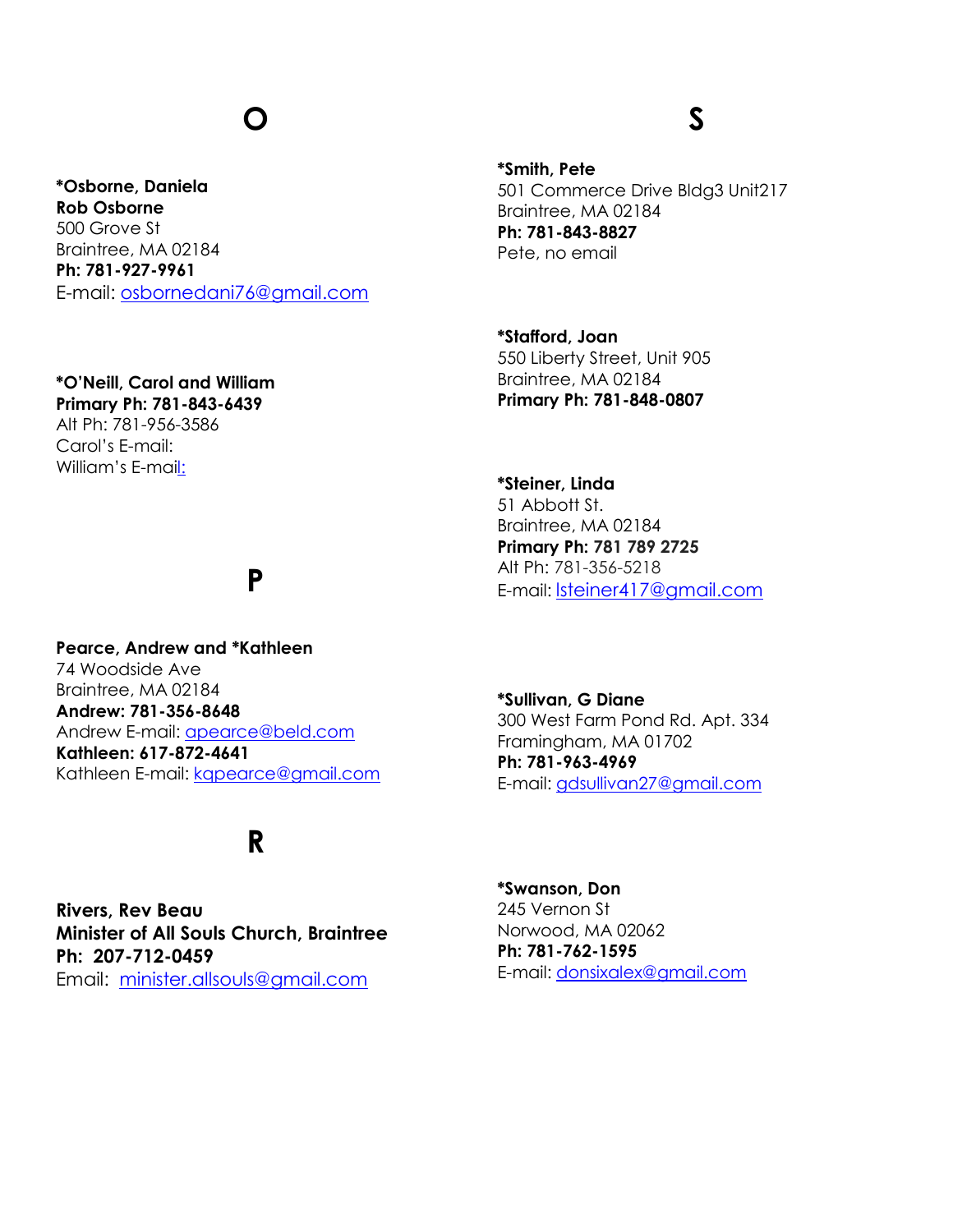# O

**\*Osborne, Daniela**
**Rob Osborne**
500 Grove St
Braintree, MA 02184
**Ph: 781-927-9961**
E-mail: osbornedani76@gmail.com

**\*O'Neill, Carol and William**
**Primary Ph: 781-843-6439**
Alt Ph: 781-956-3586
Carol's E-mail:
William's E-mail:

# P

**Pearce, Andrew and \*Kathleen**
74 Woodside Ave
Braintree, MA 02184
**Andrew: 781-356-8648**
Andrew E-mail: apearce@beld.com
**Kathleen: 617-872-4641**
Kathleen E-mail: kqpearce@gmail.com

# R

**Rivers, Rev Beau**
**Minister of All Souls Church, Braintree**
**Ph: 207-712-0459**
Email: minister.allsouls@gmail.com

# S

**\*Smith, Pete**
501 Commerce Drive Bldg3 Unit217
Braintree, MA 02184
**Ph: 781-843-8827**
Pete, no email

**\*Stafford, Joan**
550 Liberty Street, Unit 905
Braintree, MA 02184
**Primary Ph: 781-848-0807**

**\*Steiner, Linda**
51 Abbott St.
Braintree, MA 02184
**Primary Ph: 781 789 2725**
Alt Ph: 781-356-5218
E-mail: lsteiner417@gmail.com

**\*Sullivan, G Diane**
300 West Farm Pond Rd. Apt. 334
Framingham, MA 01702
**Ph: 781-963-4969**
E-mail: gdsullivan27@gmail.com

**\*Swanson, Don**
245 Vernon St
Norwood, MA 02062
**Ph: 781-762-1595**
E-mail: donsixalex@gmail.com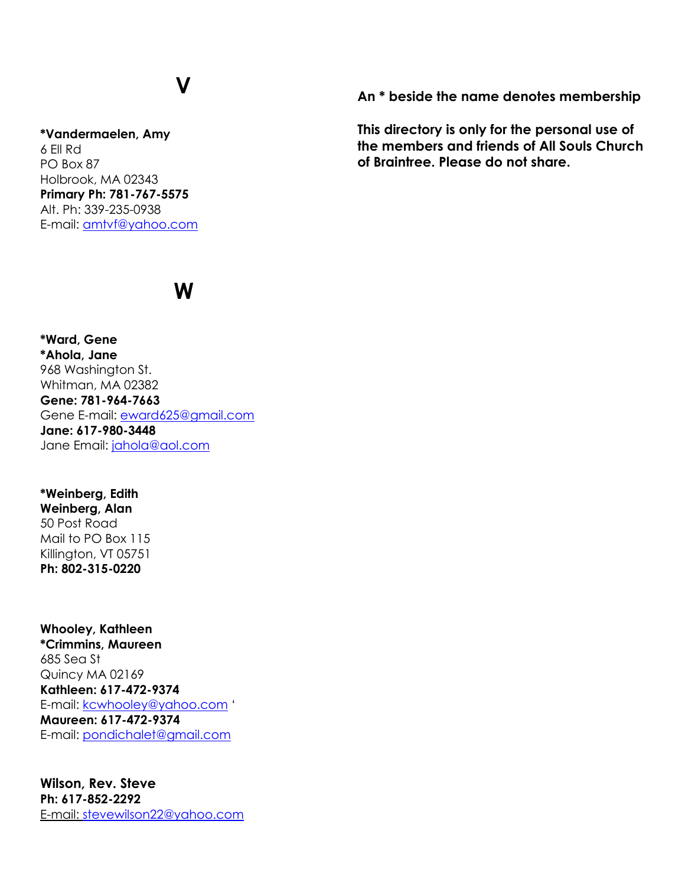# V

**\*Vandermaelen, Amy**
6 Ell Rd
PO Box 87
Holbrook, MA 02343
**Primary Ph: 781-767-5575**
Alt. Ph: 339-235-0938
E-mail: amtvf@yahoo.com

# W

**\*Ward, Gene**
**\*Ahola, Jane**
968 Washington St.
Whitman, MA 02382
**Gene: 781-964-7663**
Gene E-mail: eward625@gmail.com
**Jane: 617-980-3448**
Jane Email: jahola@aol.com

**\*Weinberg, Edith**
**Weinberg, Alan**
50 Post Road
Mail to PO Box 115
Killington, VT 05751
**Ph: 802-315-0220**

**Whooley, Kathleen**
**\*Crimmins, Maureen**
685 Sea St
Quincy MA 02169
**Kathleen: 617-472-9374**
E-mail: kcwhooley@yahoo.com '
**Maureen: 617-472-9374**
E-mail: pondichalet@gmail.com

**Wilson, Rev. Steve**
**Ph: 617-852-2292**
E-mail: stevewilson22@yahoo.com

**An \* beside the name denotes membership**

**This directory is only for the personal use of the members and friends of All Souls Church of Braintree. Please do not share.**